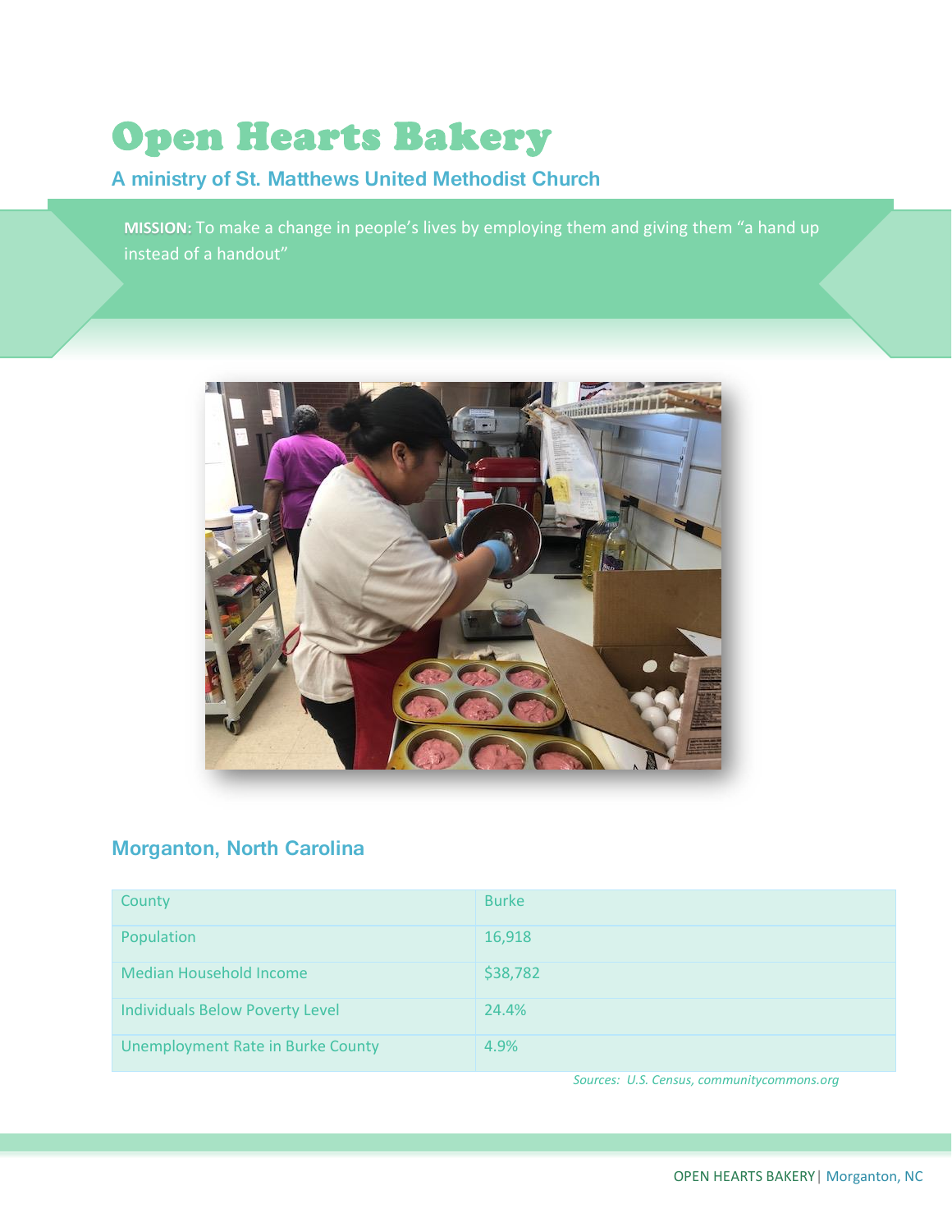# Open Hearts Bakery

## A ministry of St. Matthews United Methodist Church

**MISSION:** To make a change in people's lives by employing them and giving them "a hand up instead of a handout"

## Morganton, North Carolina

| County | Burke |
|---|---|
| Population | 16,918 |
| Median Household Income | $38,782 |
| Individuals Below Poverty Level | 24.4% |
| Unemployment Rate in Burke County | 4.9% |

*Sources: U.S. Census, communitycommons.org*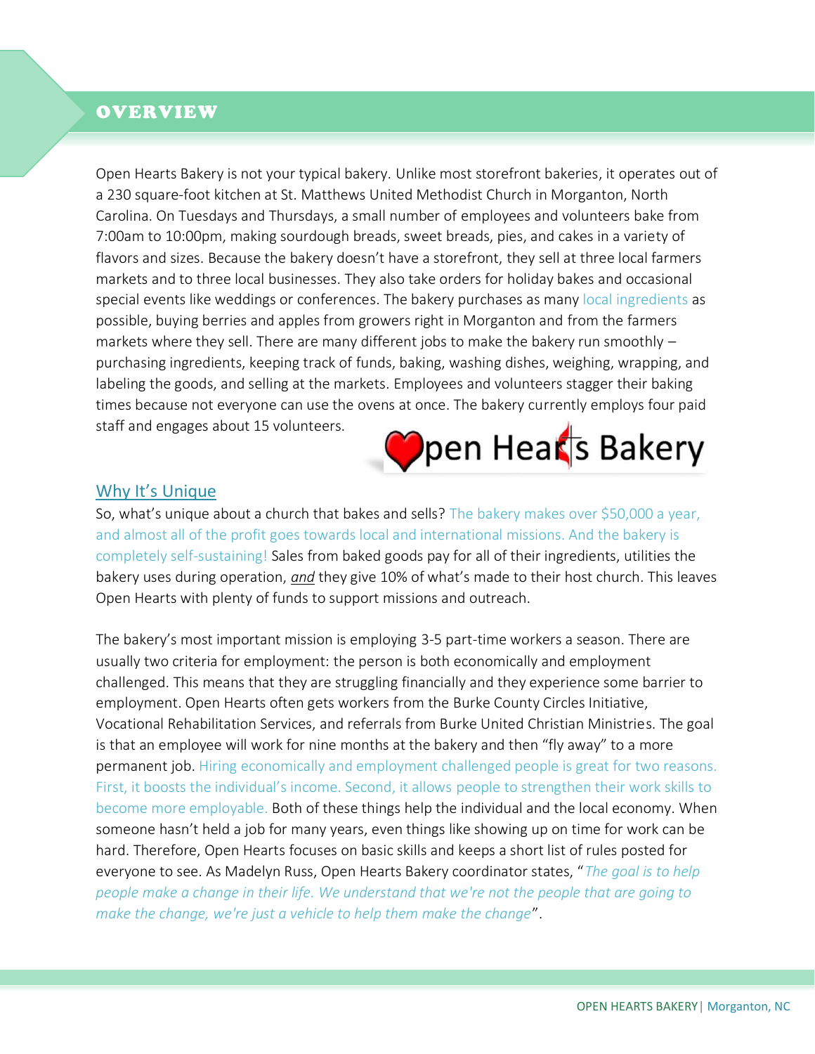# OVERVIEW

Open Hearts Bakery is not your typical bakery. Unlike most storefront bakeries, it operates out of a 230 square-foot kitchen at St. Matthews United Methodist Church in Morganton, North Carolina. On Tuesdays and Thursdays, a small number of employees and volunteers bake from 7:00am to 10:00pm, making sourdough breads, sweet breads, pies, and cakes in a variety of flavors and sizes. Because the bakery doesn't have a storefront, they sell at three local farmers markets and to three local businesses. They also take orders for holiday bakes and occasional special events like weddings or conferences. The bakery purchases as many local ingredients as possible, buying berries and apples from growers right in Morganton and from the farmers markets where they sell. There are many different jobs to make the bakery run smoothly – purchasing ingredients, keeping track of funds, baking, washing dishes, weighing, wrapping, and labeling the goods, and selling at the markets. Employees and volunteers stagger their baking times because not everyone can use the ovens at once. The bakery currently employs four paid staff and engages about 15 volunteers.

Open Hearts Bakery

## Why It's Unique

So, what's unique about a church that bakes and sells? The bakery makes over $50,000 a year, and almost all of the profit goes towards local and international missions. And the bakery is completely self-sustaining! Sales from baked goods pay for all of their ingredients, utilities the bakery uses during operation, *and* they give 10% of what's made to their host church. This leaves Open Hearts with plenty of funds to support missions and outreach.

The bakery's most important mission is employing 3-5 part-time workers a season. There are usually two criteria for employment: the person is both economically and employment challenged. This means that they are struggling financially and they experience some barrier to employment. Open Hearts often gets workers from the Burke County Circles Initiative, Vocational Rehabilitation Services, and referrals from Burke United Christian Ministries. The goal is that an employee will work for nine months at the bakery and then "fly away" to a more permanent job. Hiring economically and employment challenged people is great for two reasons. First, it boosts the individual's income. Second, it allows people to strengthen their work skills to become more employable. Both of these things help the individual and the local economy. When someone hasn't held a job for many years, even things like showing up on time for work can be hard. Therefore, Open Hearts focuses on basic skills and keeps a short list of rules posted for everyone to see. As Madelyn Russ, Open Hearts Bakery coordinator states, "*The goal is to help people make a change in their life. We understand that we're not the people that are going to make the change, we're just a vehicle to help them make the change*".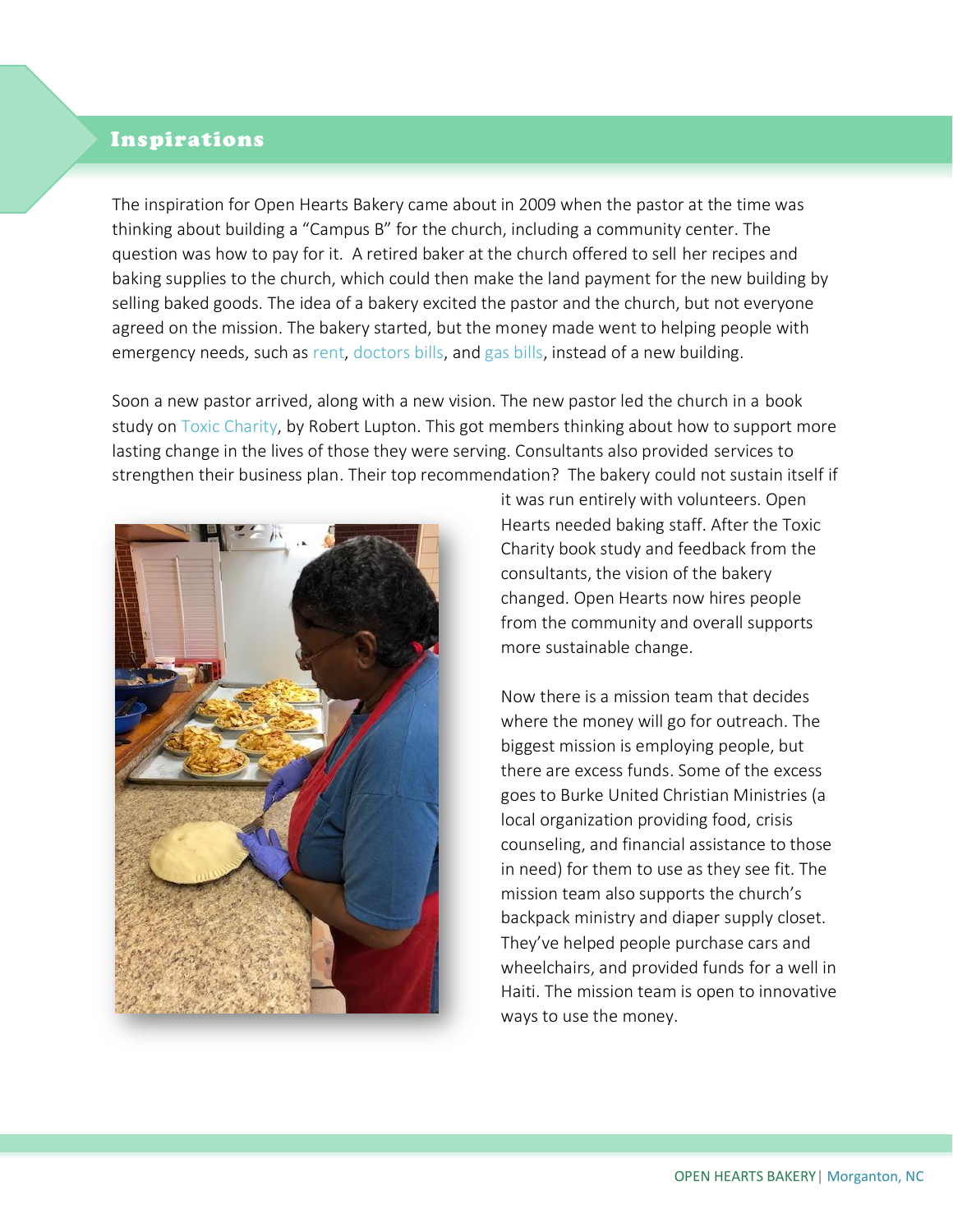## Inspirations

The inspiration for Open Hearts Bakery came about in 2009 when the pastor at the time was thinking about building a "Campus B" for the church, including a community center. The question was how to pay for it. A retired baker at the church offered to sell her recipes and baking supplies to the church, which could then make the land payment for the new building by selling baked goods. The idea of a bakery excited the pastor and the church, but not everyone agreed on the mission. The bakery started, but the money made went to helping people with emergency needs, such as rent, doctors bills, and gas bills, instead of a new building.

Soon a new pastor arrived, along with a new vision. The new pastor led the church in a book study on Toxic Charity, by Robert Lupton. This got members thinking about how to support more lasting change in the lives of those they were serving. Consultants also provided services to strengthen their business plan. Their top recommendation? The bakery could not sustain itself if it was run entirely with volunteers. Open Hearts needed baking staff. After the Toxic Charity book study and feedback from the consultants, the vision of the bakery changed. Open Hearts now hires people from the community and overall supports more sustainable change.

Now there is a mission team that decides where the money will go for outreach. The biggest mission is employing people, but there are excess funds. Some of the excess goes to Burke United Christian Ministries (a local organization providing food, crisis counseling, and financial assistance to those in need) for them to use as they see fit. The mission team also supports the church's backpack ministry and diaper supply closet. They've helped people purchase cars and wheelchairs, and provided funds for a well in Haiti. The mission team is open to innovative ways to use the money.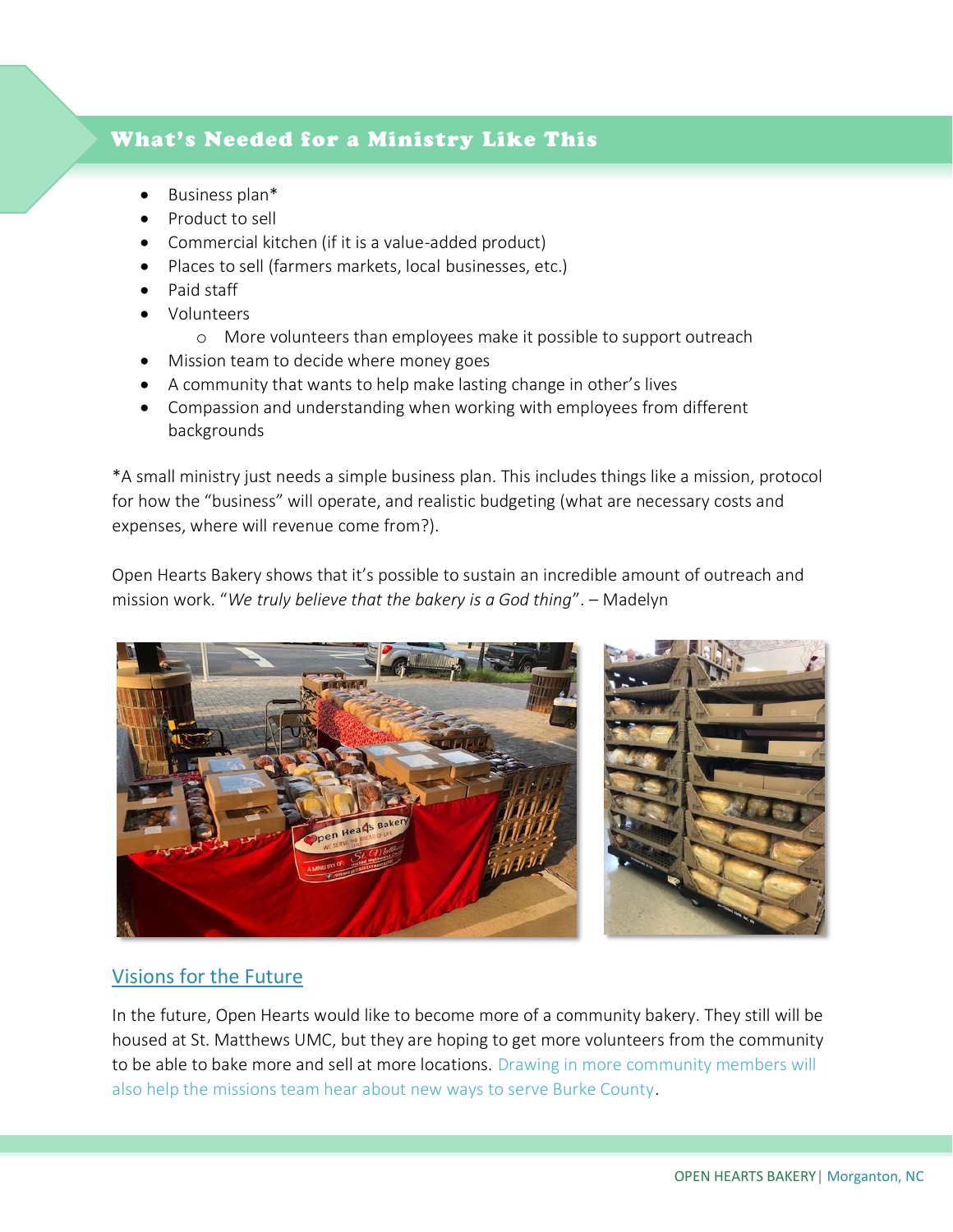## What's Needed for a Ministry Like This

- Business plan*
- Product to sell
- Commercial kitchen (if it is a value-added product)
- Places to sell (farmers markets, local businesses, etc.)
- Paid staff
- Volunteers
  - More volunteers than employees make it possible to support outreach
- Mission team to decide where money goes
- A community that wants to help make lasting change in other's lives
- Compassion and understanding when working with employees from different backgrounds

*A small ministry just needs a simple business plan. This includes things like a mission, protocol for how the "business" will operate, and realistic budgeting (what are necessary costs and expenses, where will revenue come from?).

Open Hearts Bakery shows that it's possible to sustain an incredible amount of outreach and mission work. "*We truly believe that the bakery is a God thing*". – Madelyn

### Visions for the Future

In the future, Open Hearts would like to become more of a community bakery. They still will be housed at St. Matthews UMC, but they are hoping to get more volunteers from the community to be able to bake more and sell at more locations. Drawing in more community members will also help the missions team hear about new ways to serve Burke County.